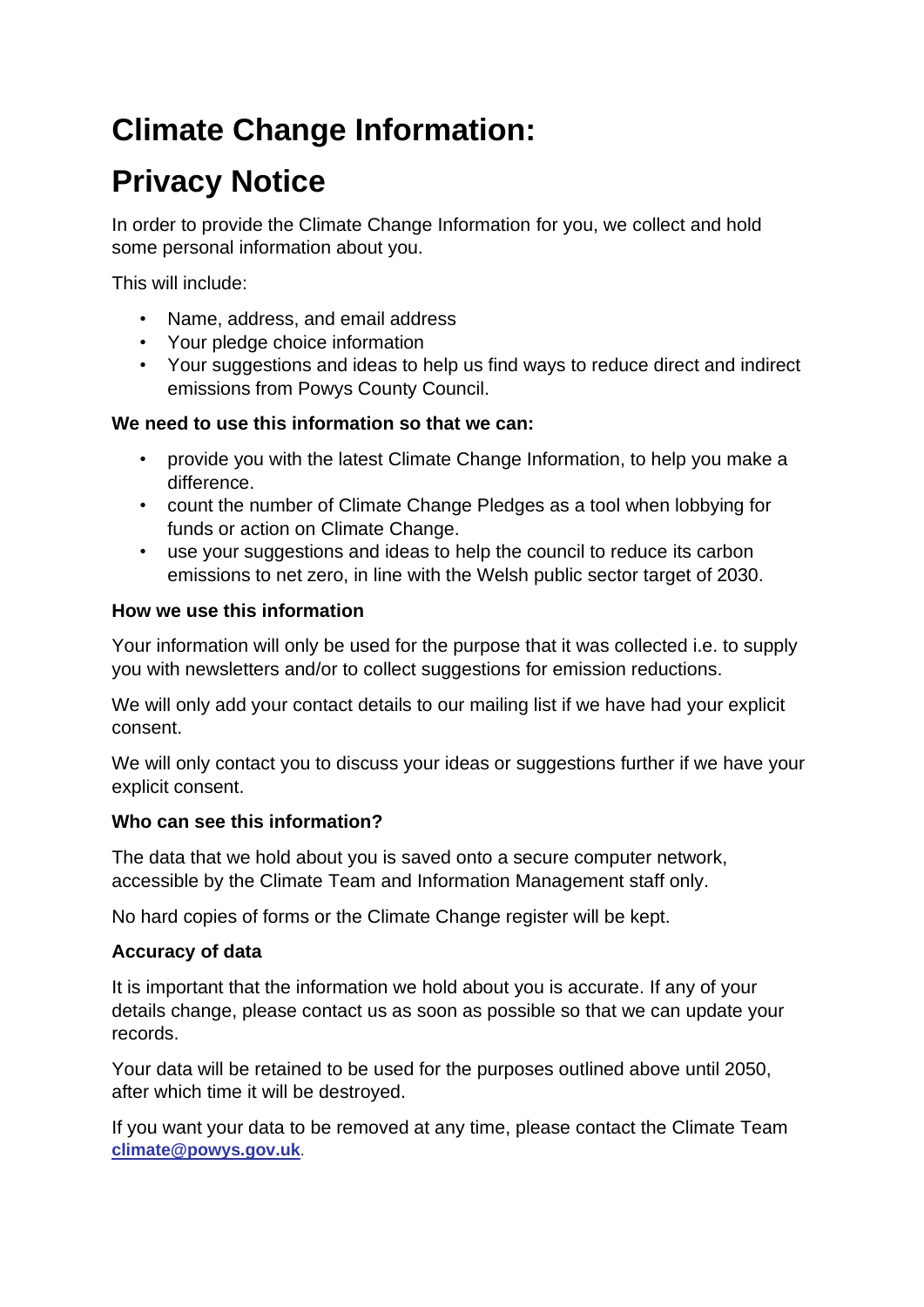# Climate Change Information:

# Privacy Notice

In order to provide the Climate Change Information for you, we collect and hold some personal information about you.

This will include:

- Name, address, and email address
- Your pledge choice information
- Your suggestions and ideas to help us find ways to reduce direct and indirect emissions from Powys County Council.

**We need to use this information so that we can:**

- provide you with the latest Climate Change Information, to help you make a difference.
- count the number of Climate Change Pledges as a tool when lobbying for funds or action on Climate Change.
- use your suggestions and ideas to help the council to reduce its carbon emissions to net zero, in line with the Welsh public sector target of 2030.

**How we use this information**

Your information will only be used for the purpose that it was collected i.e. to supply you with newsletters and/or to collect suggestions for emission reductions.

We will only add your contact details to our mailing list if we have had your explicit consent.

We will only contact you to discuss your ideas or suggestions further if we have your explicit consent.

**Who can see this information?**

The data that we hold about you is saved onto a secure computer network, accessible by the Climate Team and Information Management staff only.

No hard copies of forms or the Climate Change register will be kept.

**Accuracy of data**

It is important that the information we hold about you is accurate. If any of your details change, please contact us as soon as possible so that we can update your records.

Your data will be retained to be used for the purposes outlined above until 2050, after which time it will be destroyed.

If you want your data to be removed at any time, please contact the Climate Team **climate@powys.gov.uk**.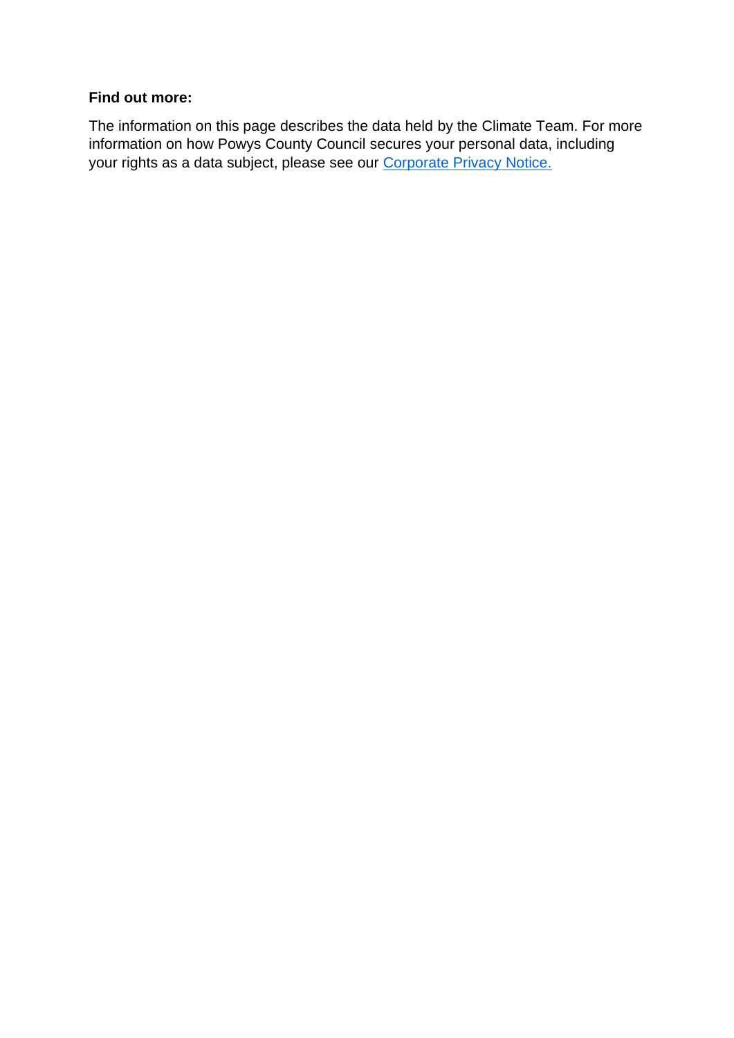**Find out more:**

The information on this page describes the data held by the Climate Team. For more information on how Powys County Council secures your personal data, including your rights as a data subject, please see our Corporate Privacy Notice.